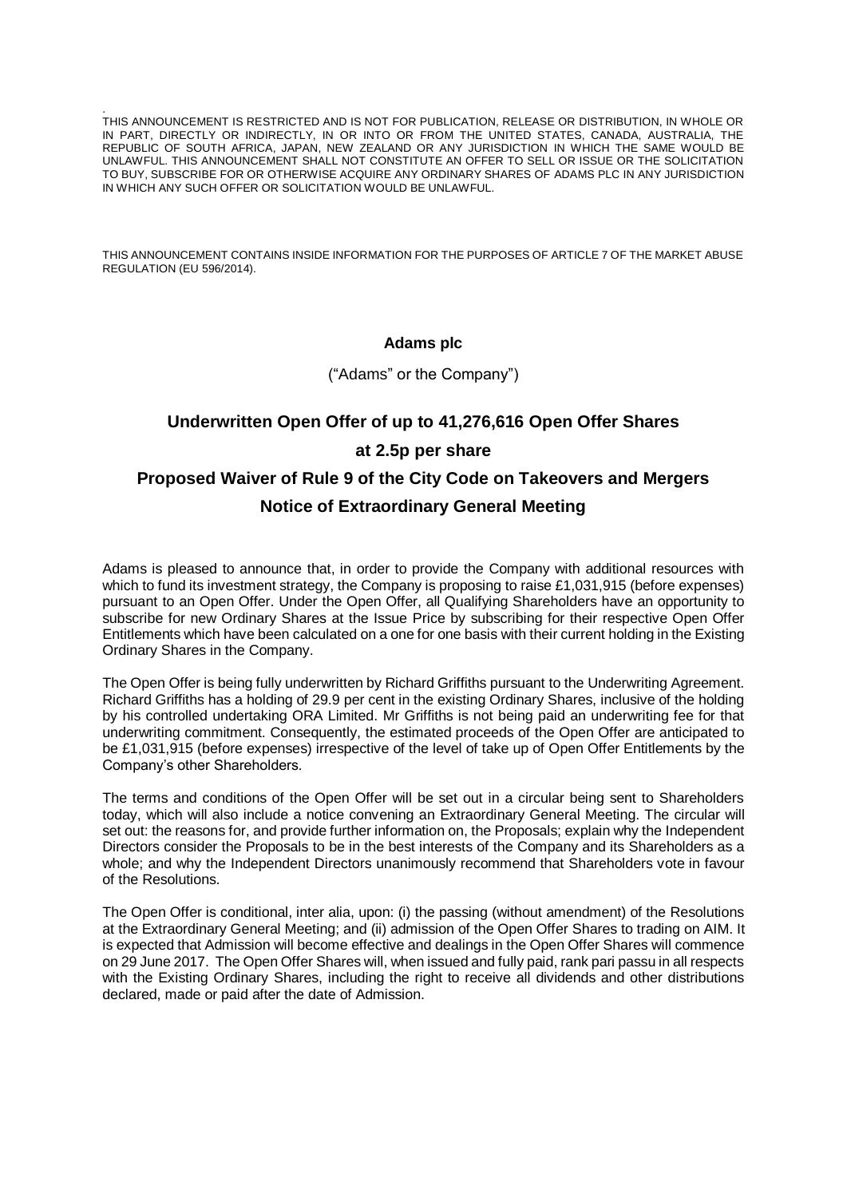THIS ANNOUNCEMENT IS RESTRICTED AND IS NOT FOR PUBLICATION, RELEASE OR DISTRIBUTION, IN WHOLE OR IN PART, DIRECTLY OR INDIRECTLY, IN OR INTO OR FROM THE UNITED STATES, CANADA, AUSTRALIA, THE REPUBLIC OF SOUTH AFRICA, JAPAN, NEW ZEALAND OR ANY JURISDICTION IN WHICH THE SAME WOULD BE UNLAWFUL. THIS ANNOUNCEMENT SHALL NOT CONSTITUTE AN OFFER TO SELL OR ISSUE OR THE SOLICITATION TO BUY, SUBSCRIBE FOR OR OTHERWISE ACQUIRE ANY ORDINARY SHARES OF ADAMS PLC IN ANY JURISDICTION IN WHICH ANY SUCH OFFER OR SOLICITATION WOULD BE UNLAWFUL.

THIS ANNOUNCEMENT CONTAINS INSIDE INFORMATION FOR THE PURPOSES OF ARTICLE 7 OF THE MARKET ABUSE REGULATION (EU 596/2014).

**Adams plc**

("Adams" or the Company")

## Underwritten Open Offer of up to 41,276,616 Open Offer Shares

## at 2.5p per share

## Proposed Waiver of Rule 9 of the City Code on Takeovers and Mergers

## Notice of Extraordinary General Meeting

Adams is pleased to announce that, in order to provide the Company with additional resources with which to fund its investment strategy, the Company is proposing to raise £1,031,915 (before expenses) pursuant to an Open Offer. Under the Open Offer, all Qualifying Shareholders have an opportunity to subscribe for new Ordinary Shares at the Issue Price by subscribing for their respective Open Offer Entitlements which have been calculated on a one for one basis with their current holding in the Existing Ordinary Shares in the Company.

The Open Offer is being fully underwritten by Richard Griffiths pursuant to the Underwriting Agreement. Richard Griffiths has a holding of 29.9 per cent in the existing Ordinary Shares, inclusive of the holding by his controlled undertaking ORA Limited. Mr Griffiths is not being paid an underwriting fee for that underwriting commitment. Consequently, the estimated proceeds of the Open Offer are anticipated to be £1,031,915 (before expenses) irrespective of the level of take up of Open Offer Entitlements by the Company's other Shareholders.

The terms and conditions of the Open Offer will be set out in a circular being sent to Shareholders today, which will also include a notice convening an Extraordinary General Meeting. The circular will set out: the reasons for, and provide further information on, the Proposals; explain why the Independent Directors consider the Proposals to be in the best interests of the Company and its Shareholders as a whole; and why the Independent Directors unanimously recommend that Shareholders vote in favour of the Resolutions.

The Open Offer is conditional, inter alia, upon: (i) the passing (without amendment) of the Resolutions at the Extraordinary General Meeting; and (ii) admission of the Open Offer Shares to trading on AIM. It is expected that Admission will become effective and dealings in the Open Offer Shares will commence on 29 June 2017. The Open Offer Shares will, when issued and fully paid, rank pari passu in all respects with the Existing Ordinary Shares, including the right to receive all dividends and other distributions declared, made or paid after the date of Admission.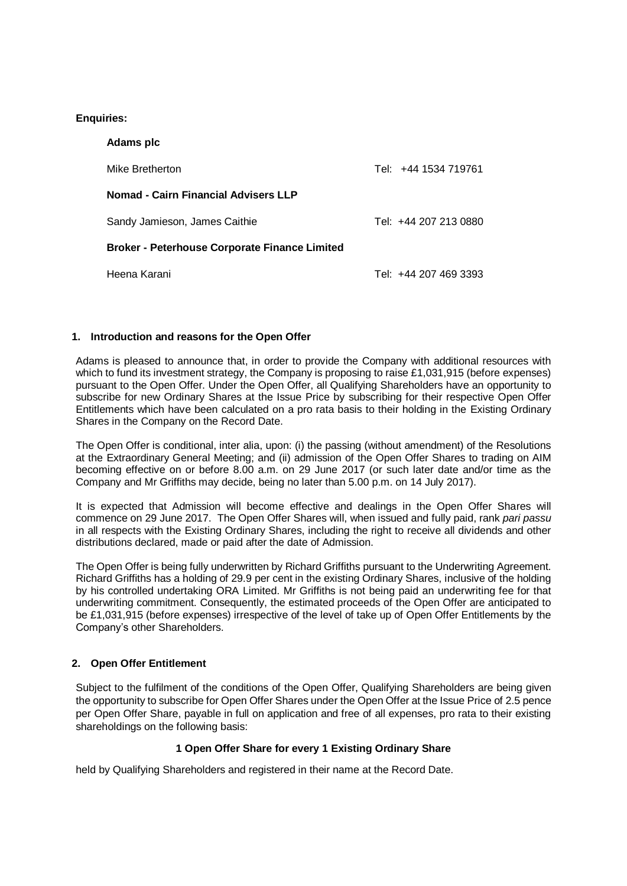**Enquiries:**

**Adams plc**

| | |
|---|---|
| Mike Bretherton | Tel: +44 1534 719761 |
| **Nomad - Cairn Financial Advisers LLP** | |
| Sandy Jamieson, James Caithie | Tel: +44 207 213 0880 |
| **Broker - Peterhouse Corporate Finance Limited** | |
| Heena Karani | Tel: +44 207 469 3393 |

## 1. Introduction and reasons for the Open Offer

Adams is pleased to announce that, in order to provide the Company with additional resources with which to fund its investment strategy, the Company is proposing to raise £1,031,915 (before expenses) pursuant to the Open Offer. Under the Open Offer, all Qualifying Shareholders have an opportunity to subscribe for new Ordinary Shares at the Issue Price by subscribing for their respective Open Offer Entitlements which have been calculated on a pro rata basis to their holding in the Existing Ordinary Shares in the Company on the Record Date.

The Open Offer is conditional, inter alia, upon: (i) the passing (without amendment) of the Resolutions at the Extraordinary General Meeting; and (ii) admission of the Open Offer Shares to trading on AIM becoming effective on or before 8.00 a.m. on 29 June 2017 (or such later date and/or time as the Company and Mr Griffiths may decide, being no later than 5.00 p.m. on 14 July 2017).

It is expected that Admission will become effective and dealings in the Open Offer Shares will commence on 29 June 2017. The Open Offer Shares will, when issued and fully paid, rank *pari passu* in all respects with the Existing Ordinary Shares, including the right to receive all dividends and other distributions declared, made or paid after the date of Admission.

The Open Offer is being fully underwritten by Richard Griffiths pursuant to the Underwriting Agreement. Richard Griffiths has a holding of 29.9 per cent in the existing Ordinary Shares, inclusive of the holding by his controlled undertaking ORA Limited. Mr Griffiths is not being paid an underwriting fee for that underwriting commitment. Consequently, the estimated proceeds of the Open Offer are anticipated to be £1,031,915 (before expenses) irrespective of the level of take up of Open Offer Entitlements by the Company's other Shareholders.

## 2. Open Offer Entitlement

Subject to the fulfilment of the conditions of the Open Offer, Qualifying Shareholders are being given the opportunity to subscribe for Open Offer Shares under the Open Offer at the Issue Price of 2.5 pence per Open Offer Share, payable in full on application and free of all expenses, pro rata to their existing shareholdings on the following basis:

**1 Open Offer Share for every 1 Existing Ordinary Share**

held by Qualifying Shareholders and registered in their name at the Record Date.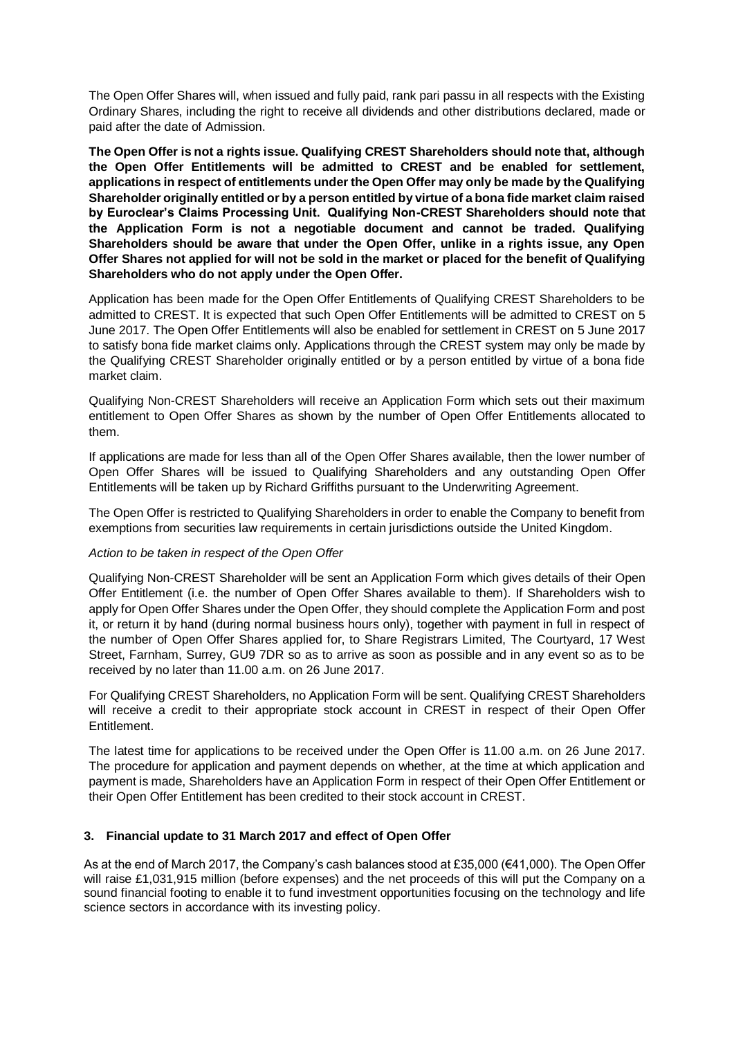The Open Offer Shares will, when issued and fully paid, rank pari passu in all respects with the Existing Ordinary Shares, including the right to receive all dividends and other distributions declared, made or paid after the date of Admission.

**The Open Offer is not a rights issue. Qualifying CREST Shareholders should note that, although the Open Offer Entitlements will be admitted to CREST and be enabled for settlement, applications in respect of entitlements under the Open Offer may only be made by the Qualifying Shareholder originally entitled or by a person entitled by virtue of a bona fide market claim raised by Euroclear's Claims Processing Unit. Qualifying Non-CREST Shareholders should note that the Application Form is not a negotiable document and cannot be traded. Qualifying Shareholders should be aware that under the Open Offer, unlike in a rights issue, any Open Offer Shares not applied for will not be sold in the market or placed for the benefit of Qualifying Shareholders who do not apply under the Open Offer.**

Application has been made for the Open Offer Entitlements of Qualifying CREST Shareholders to be admitted to CREST. It is expected that such Open Offer Entitlements will be admitted to CREST on 5 June 2017. The Open Offer Entitlements will also be enabled for settlement in CREST on 5 June 2017 to satisfy bona fide market claims only. Applications through the CREST system may only be made by the Qualifying CREST Shareholder originally entitled or by a person entitled by virtue of a bona fide market claim.

Qualifying Non-CREST Shareholders will receive an Application Form which sets out their maximum entitlement to Open Offer Shares as shown by the number of Open Offer Entitlements allocated to them.

If applications are made for less than all of the Open Offer Shares available, then the lower number of Open Offer Shares will be issued to Qualifying Shareholders and any outstanding Open Offer Entitlements will be taken up by Richard Griffiths pursuant to the Underwriting Agreement.

The Open Offer is restricted to Qualifying Shareholders in order to enable the Company to benefit from exemptions from securities law requirements in certain jurisdictions outside the United Kingdom.

*Action to be taken in respect of the Open Offer*

Qualifying Non-CREST Shareholder will be sent an Application Form which gives details of their Open Offer Entitlement (i.e. the number of Open Offer Shares available to them). If Shareholders wish to apply for Open Offer Shares under the Open Offer, they should complete the Application Form and post it, or return it by hand (during normal business hours only), together with payment in full in respect of the number of Open Offer Shares applied for, to Share Registrars Limited, The Courtyard, 17 West Street, Farnham, Surrey, GU9 7DR so as to arrive as soon as possible and in any event so as to be received by no later than 11.00 a.m. on 26 June 2017.

For Qualifying CREST Shareholders, no Application Form will be sent. Qualifying CREST Shareholders will receive a credit to their appropriate stock account in CREST in respect of their Open Offer Entitlement.

The latest time for applications to be received under the Open Offer is 11.00 a.m. on 26 June 2017. The procedure for application and payment depends on whether, at the time at which application and payment is made, Shareholders have an Application Form in respect of their Open Offer Entitlement or their Open Offer Entitlement has been credited to their stock account in CREST.

### 3. Financial update to 31 March 2017 and effect of Open Offer

As at the end of March 2017, the Company's cash balances stood at £35,000 (€41,000). The Open Offer will raise £1,031,915 million (before expenses) and the net proceeds of this will put the Company on a sound financial footing to enable it to fund investment opportunities focusing on the technology and life science sectors in accordance with its investing policy.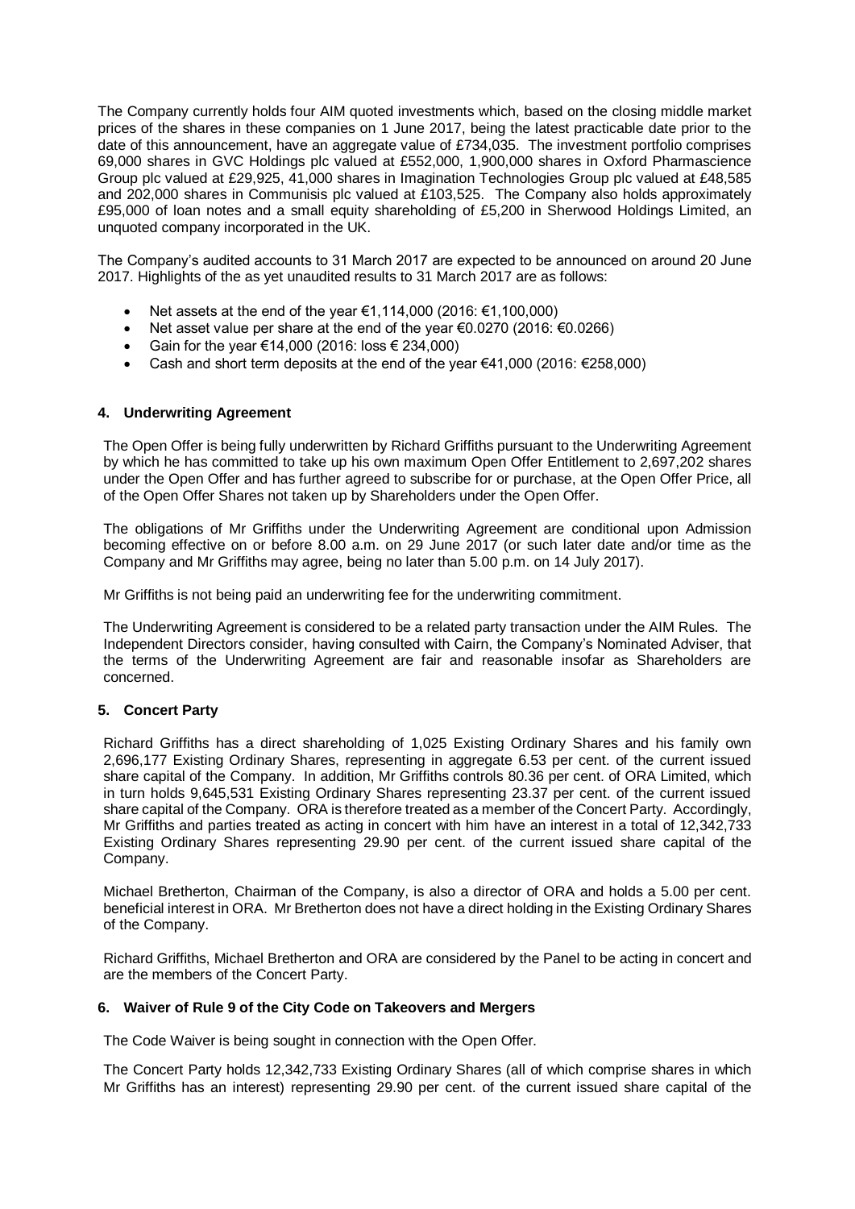The Company currently holds four AIM quoted investments which, based on the closing middle market prices of the shares in these companies on 1 June 2017, being the latest practicable date prior to the date of this announcement, have an aggregate value of £734,035. The investment portfolio comprises 69,000 shares in GVC Holdings plc valued at £552,000, 1,900,000 shares in Oxford Pharmascience Group plc valued at £29,925, 41,000 shares in Imagination Technologies Group plc valued at £48,585 and 202,000 shares in Communisis plc valued at £103,525. The Company also holds approximately £95,000 of loan notes and a small equity shareholding of £5,200 in Sherwood Holdings Limited, an unquoted company incorporated in the UK.

The Company's audited accounts to 31 March 2017 are expected to be announced on around 20 June 2017. Highlights of the as yet unaudited results to 31 March 2017 are as follows:

- Net assets at the end of the year €1,114,000 (2016: €1,100,000)
- Net asset value per share at the end of the year €0.0270 (2016: €0.0266)
- Gain for the year €14,000 (2016: loss € 234,000)
- Cash and short term deposits at the end of the year €41,000 (2016: €258,000)

### 4. Underwriting Agreement

The Open Offer is being fully underwritten by Richard Griffiths pursuant to the Underwriting Agreement by which he has committed to take up his own maximum Open Offer Entitlement to 2,697,202 shares under the Open Offer and has further agreed to subscribe for or purchase, at the Open Offer Price, all of the Open Offer Shares not taken up by Shareholders under the Open Offer.

The obligations of Mr Griffiths under the Underwriting Agreement are conditional upon Admission becoming effective on or before 8.00 a.m. on 29 June 2017 (or such later date and/or time as the Company and Mr Griffiths may agree, being no later than 5.00 p.m. on 14 July 2017).

Mr Griffiths is not being paid an underwriting fee for the underwriting commitment.

The Underwriting Agreement is considered to be a related party transaction under the AIM Rules. The Independent Directors consider, having consulted with Cairn, the Company's Nominated Adviser, that the terms of the Underwriting Agreement are fair and reasonable insofar as Shareholders are concerned.

### 5. Concert Party

Richard Griffiths has a direct shareholding of 1,025 Existing Ordinary Shares and his family own 2,696,177 Existing Ordinary Shares, representing in aggregate 6.53 per cent. of the current issued share capital of the Company. In addition, Mr Griffiths controls 80.36 per cent. of ORA Limited, which in turn holds 9,645,531 Existing Ordinary Shares representing 23.37 per cent. of the current issued share capital of the Company. ORA is therefore treated as a member of the Concert Party. Accordingly, Mr Griffiths and parties treated as acting in concert with him have an interest in a total of 12,342,733 Existing Ordinary Shares representing 29.90 per cent. of the current issued share capital of the Company.

Michael Bretherton, Chairman of the Company, is also a director of ORA and holds a 5.00 per cent. beneficial interest in ORA. Mr Bretherton does not have a direct holding in the Existing Ordinary Shares of the Company.

Richard Griffiths, Michael Bretherton and ORA are considered by the Panel to be acting in concert and are the members of the Concert Party.

### 6. Waiver of Rule 9 of the City Code on Takeovers and Mergers

The Code Waiver is being sought in connection with the Open Offer.

The Concert Party holds 12,342,733 Existing Ordinary Shares (all of which comprise shares in which Mr Griffiths has an interest) representing 29.90 per cent. of the current issued share capital of the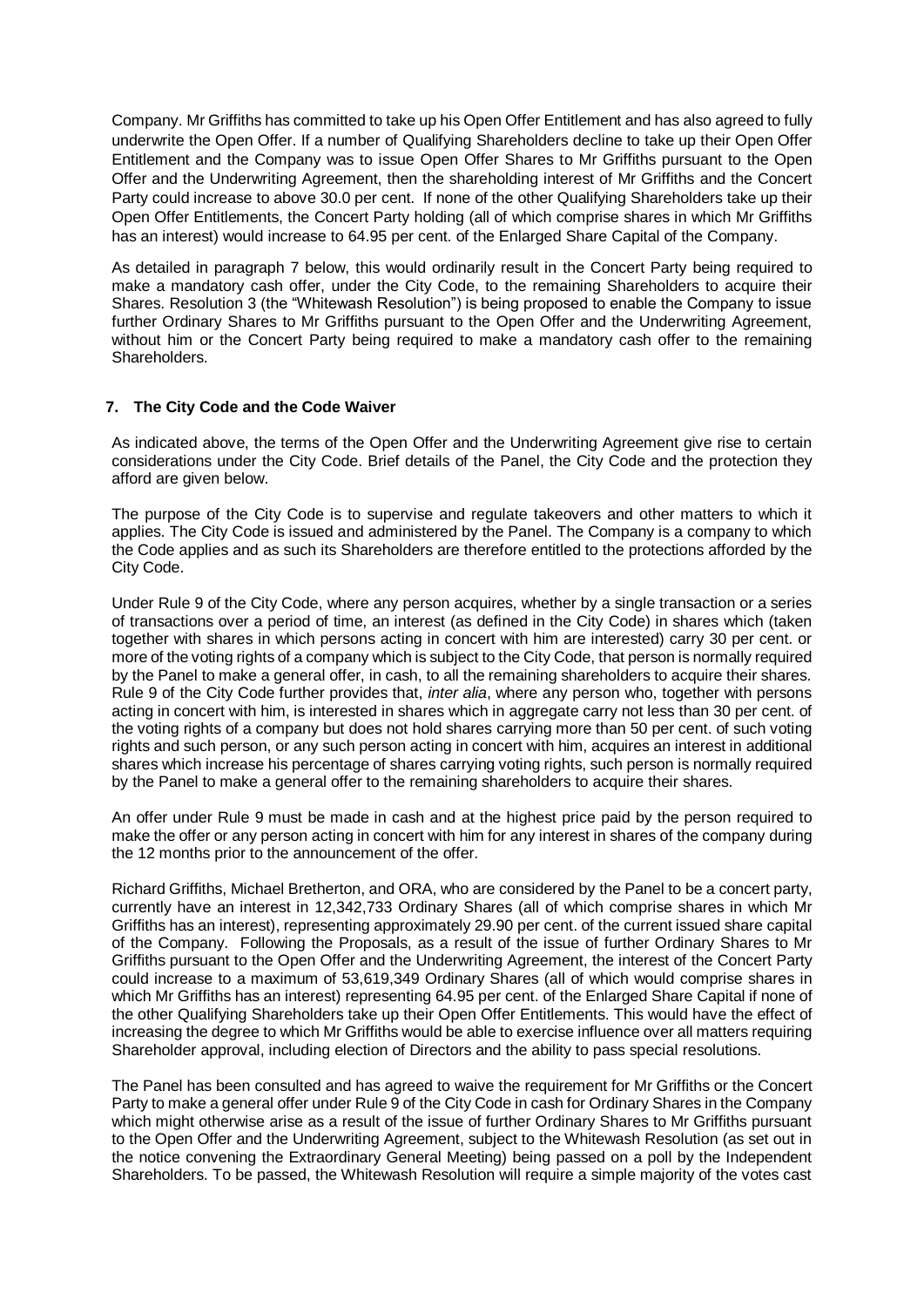Company. Mr Griffiths has committed to take up his Open Offer Entitlement and has also agreed to fully underwrite the Open Offer. If a number of Qualifying Shareholders decline to take up their Open Offer Entitlement and the Company was to issue Open Offer Shares to Mr Griffiths pursuant to the Open Offer and the Underwriting Agreement, then the shareholding interest of Mr Griffiths and the Concert Party could increase to above 30.0 per cent. If none of the other Qualifying Shareholders take up their Open Offer Entitlements, the Concert Party holding (all of which comprise shares in which Mr Griffiths has an interest) would increase to 64.95 per cent. of the Enlarged Share Capital of the Company.

As detailed in paragraph 7 below, this would ordinarily result in the Concert Party being required to make a mandatory cash offer, under the City Code, to the remaining Shareholders to acquire their Shares. Resolution 3 (the "Whitewash Resolution") is being proposed to enable the Company to issue further Ordinary Shares to Mr Griffiths pursuant to the Open Offer and the Underwriting Agreement, without him or the Concert Party being required to make a mandatory cash offer to the remaining Shareholders.

## 7. The City Code and the Code Waiver

As indicated above, the terms of the Open Offer and the Underwriting Agreement give rise to certain considerations under the City Code. Brief details of the Panel, the City Code and the protection they afford are given below.

The purpose of the City Code is to supervise and regulate takeovers and other matters to which it applies. The City Code is issued and administered by the Panel. The Company is a company to which the Code applies and as such its Shareholders are therefore entitled to the protections afforded by the City Code.

Under Rule 9 of the City Code, where any person acquires, whether by a single transaction or a series of transactions over a period of time, an interest (as defined in the City Code) in shares which (taken together with shares in which persons acting in concert with him are interested) carry 30 per cent. or more of the voting rights of a company which is subject to the City Code, that person is normally required by the Panel to make a general offer, in cash, to all the remaining shareholders to acquire their shares. Rule 9 of the City Code further provides that, *inter alia*, where any person who, together with persons acting in concert with him, is interested in shares which in aggregate carry not less than 30 per cent. of the voting rights of a company but does not hold shares carrying more than 50 per cent. of such voting rights and such person, or any such person acting in concert with him, acquires an interest in additional shares which increase his percentage of shares carrying voting rights, such person is normally required by the Panel to make a general offer to the remaining shareholders to acquire their shares.

An offer under Rule 9 must be made in cash and at the highest price paid by the person required to make the offer or any person acting in concert with him for any interest in shares of the company during the 12 months prior to the announcement of the offer.

Richard Griffiths, Michael Bretherton, and ORA, who are considered by the Panel to be a concert party, currently have an interest in 12,342,733 Ordinary Shares (all of which comprise shares in which Mr Griffiths has an interest), representing approximately 29.90 per cent. of the current issued share capital of the Company. Following the Proposals, as a result of the issue of further Ordinary Shares to Mr Griffiths pursuant to the Open Offer and the Underwriting Agreement, the interest of the Concert Party could increase to a maximum of 53,619,349 Ordinary Shares (all of which would comprise shares in which Mr Griffiths has an interest) representing 64.95 per cent. of the Enlarged Share Capital if none of the other Qualifying Shareholders take up their Open Offer Entitlements. This would have the effect of increasing the degree to which Mr Griffiths would be able to exercise influence over all matters requiring Shareholder approval, including election of Directors and the ability to pass special resolutions.

The Panel has been consulted and has agreed to waive the requirement for Mr Griffiths or the Concert Party to make a general offer under Rule 9 of the City Code in cash for Ordinary Shares in the Company which might otherwise arise as a result of the issue of further Ordinary Shares to Mr Griffiths pursuant to the Open Offer and the Underwriting Agreement, subject to the Whitewash Resolution (as set out in the notice convening the Extraordinary General Meeting) being passed on a poll by the Independent Shareholders. To be passed, the Whitewash Resolution will require a simple majority of the votes cast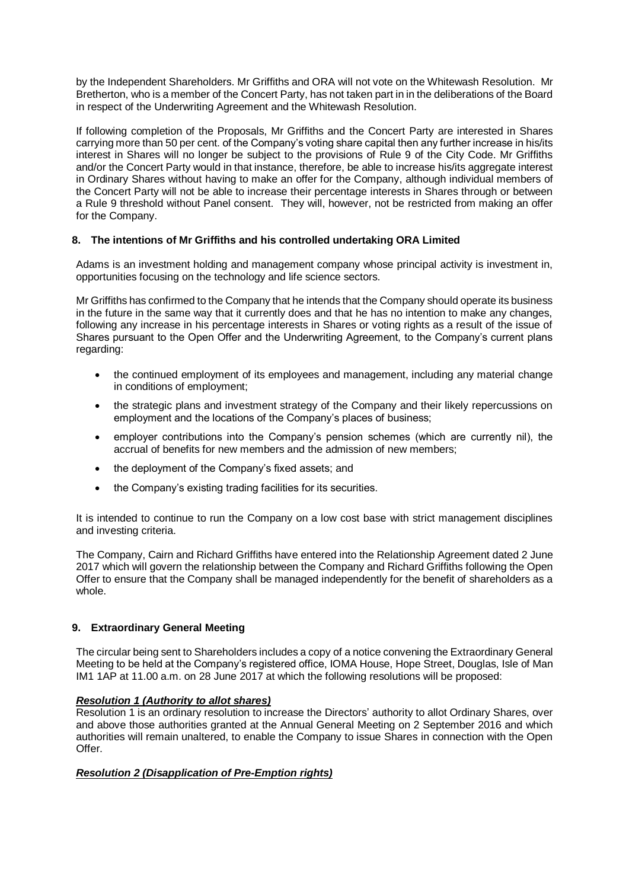by the Independent Shareholders. Mr Griffiths and ORA will not vote on the Whitewash Resolution. Mr Bretherton, who is a member of the Concert Party, has not taken part in in the deliberations of the Board in respect of the Underwriting Agreement and the Whitewash Resolution.

If following completion of the Proposals, Mr Griffiths and the Concert Party are interested in Shares carrying more than 50 per cent. of the Company's voting share capital then any further increase in his/its interest in Shares will no longer be subject to the provisions of Rule 9 of the City Code. Mr Griffiths and/or the Concert Party would in that instance, therefore, be able to increase his/its aggregate interest in Ordinary Shares without having to make an offer for the Company, although individual members of the Concert Party will not be able to increase their percentage interests in Shares through or between a Rule 9 threshold without Panel consent. They will, however, not be restricted from making an offer for the Company.

## 8. The intentions of Mr Griffiths and his controlled undertaking ORA Limited

Adams is an investment holding and management company whose principal activity is investment in, opportunities focusing on the technology and life science sectors.

Mr Griffiths has confirmed to the Company that he intends that the Company should operate its business in the future in the same way that it currently does and that he has no intention to make any changes, following any increase in his percentage interests in Shares or voting rights as a result of the issue of Shares pursuant to the Open Offer and the Underwriting Agreement, to the Company's current plans regarding:

- the continued employment of its employees and management, including any material change in conditions of employment;
- the strategic plans and investment strategy of the Company and their likely repercussions on employment and the locations of the Company's places of business;
- employer contributions into the Company's pension schemes (which are currently nil), the accrual of benefits for new members and the admission of new members;
- the deployment of the Company's fixed assets; and
- the Company's existing trading facilities for its securities.

It is intended to continue to run the Company on a low cost base with strict management disciplines and investing criteria.

The Company, Cairn and Richard Griffiths have entered into the Relationship Agreement dated 2 June 2017 which will govern the relationship between the Company and Richard Griffiths following the Open Offer to ensure that the Company shall be managed independently for the benefit of shareholders as a whole.

## 9. Extraordinary General Meeting

The circular being sent to Shareholders includes a copy of a notice convening the Extraordinary General Meeting to be held at the Company's registered office, IOMA House, Hope Street, Douglas, Isle of Man IM1 1AP at 11.00 a.m. on 28 June 2017 at which the following resolutions will be proposed:

***Resolution 1 (Authority to allot shares)***

Resolution 1 is an ordinary resolution to increase the Directors' authority to allot Ordinary Shares, over and above those authorities granted at the Annual General Meeting on 2 September 2016 and which authorities will remain unaltered, to enable the Company to issue Shares in connection with the Open Offer.

***Resolution 2 (Disapplication of Pre-Emption rights)***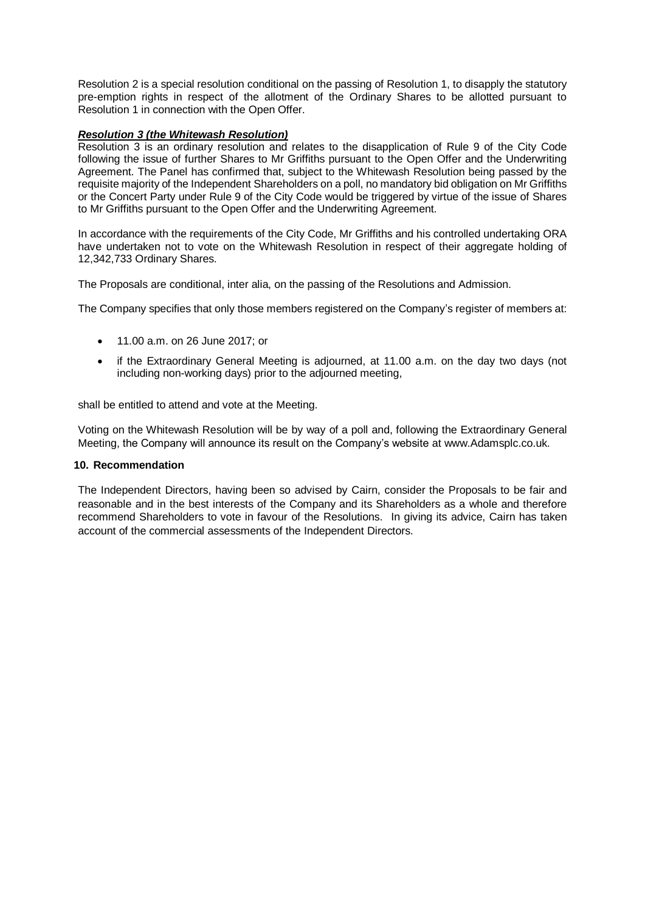Resolution 2 is a special resolution conditional on the passing of Resolution 1, to disapply the statutory pre-emption rights in respect of the allotment of the Ordinary Shares to be allotted pursuant to Resolution 1 in connection with the Open Offer.

***Resolution 3 (the Whitewash Resolution)***

Resolution 3 is an ordinary resolution and relates to the disapplication of Rule 9 of the City Code following the issue of further Shares to Mr Griffiths pursuant to the Open Offer and the Underwriting Agreement. The Panel has confirmed that, subject to the Whitewash Resolution being passed by the requisite majority of the Independent Shareholders on a poll, no mandatory bid obligation on Mr Griffiths or the Concert Party under Rule 9 of the City Code would be triggered by virtue of the issue of Shares to Mr Griffiths pursuant to the Open Offer and the Underwriting Agreement.

In accordance with the requirements of the City Code, Mr Griffiths and his controlled undertaking ORA have undertaken not to vote on the Whitewash Resolution in respect of their aggregate holding of 12,342,733 Ordinary Shares.

The Proposals are conditional, inter alia, on the passing of the Resolutions and Admission.

The Company specifies that only those members registered on the Company's register of members at:

- 11.00 a.m. on 26 June 2017; or
- if the Extraordinary General Meeting is adjourned, at 11.00 a.m. on the day two days (not including non-working days) prior to the adjourned meeting,

shall be entitled to attend and vote at the Meeting.

Voting on the Whitewash Resolution will be by way of a poll and, following the Extraordinary General Meeting, the Company will announce its result on the Company's website at www.Adamsplc.co.uk.

## 10. Recommendation

The Independent Directors, having been so advised by Cairn, consider the Proposals to be fair and reasonable and in the best interests of the Company and its Shareholders as a whole and therefore recommend Shareholders to vote in favour of the Resolutions. In giving its advice, Cairn has taken account of the commercial assessments of the Independent Directors.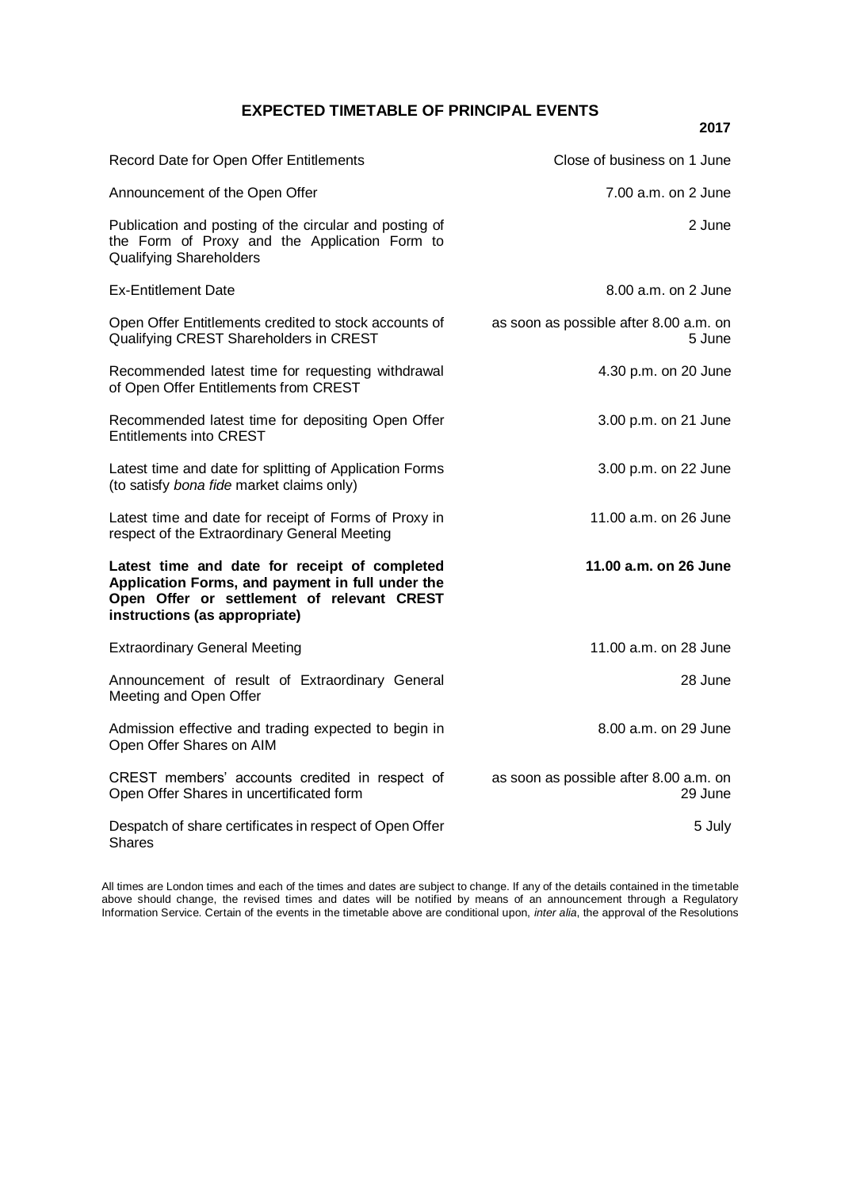## EXPECTED TIMETABLE OF PRINCIPAL EVENTS

| | 2017 |
|---|---|
| Record Date for Open Offer Entitlements | Close of business on 1 June |
| Announcement of the Open Offer | 7.00 a.m. on 2 June |
| Publication and posting of the circular and posting of the Form of Proxy and the Application Form to Qualifying Shareholders | 2 June |
| Ex-Entitlement Date | 8.00 a.m. on 2 June |
| Open Offer Entitlements credited to stock accounts of Qualifying CREST Shareholders in CREST | as soon as possible after 8.00 a.m. on 5 June |
| Recommended latest time for requesting withdrawal of Open Offer Entitlements from CREST | 4.30 p.m. on 20 June |
| Recommended latest time for depositing Open Offer Entitlements into CREST | 3.00 p.m. on 21 June |
| Latest time and date for splitting of Application Forms (to satisfy *bona fide* market claims only) | 3.00 p.m. on 22 June |
| Latest time and date for receipt of Forms of Proxy in respect of the Extraordinary General Meeting | 11.00 a.m. on 26 June |
| **Latest time and date for receipt of completed Application Forms, and payment in full under the Open Offer or settlement of relevant CREST instructions (as appropriate)** | **11.00 a.m. on 26 June** |
| Extraordinary General Meeting | 11.00 a.m. on 28 June |
| Announcement of result of Extraordinary General Meeting and Open Offer | 28 June |
| Admission effective and trading expected to begin in Open Offer Shares on AIM | 8.00 a.m. on 29 June |
| CREST members' accounts credited in respect of Open Offer Shares in uncertificated form | as soon as possible after 8.00 a.m. on 29 June |
| Despatch of share certificates in respect of Open Offer Shares | 5 July |

All times are London times and each of the times and dates are subject to change. If any of the details contained in the timetable above should change, the revised times and dates will be notified by means of an announcement through a Regulatory Information Service. Certain of the events in the timetable above are conditional upon, *inter alia*, the approval of the Resolutions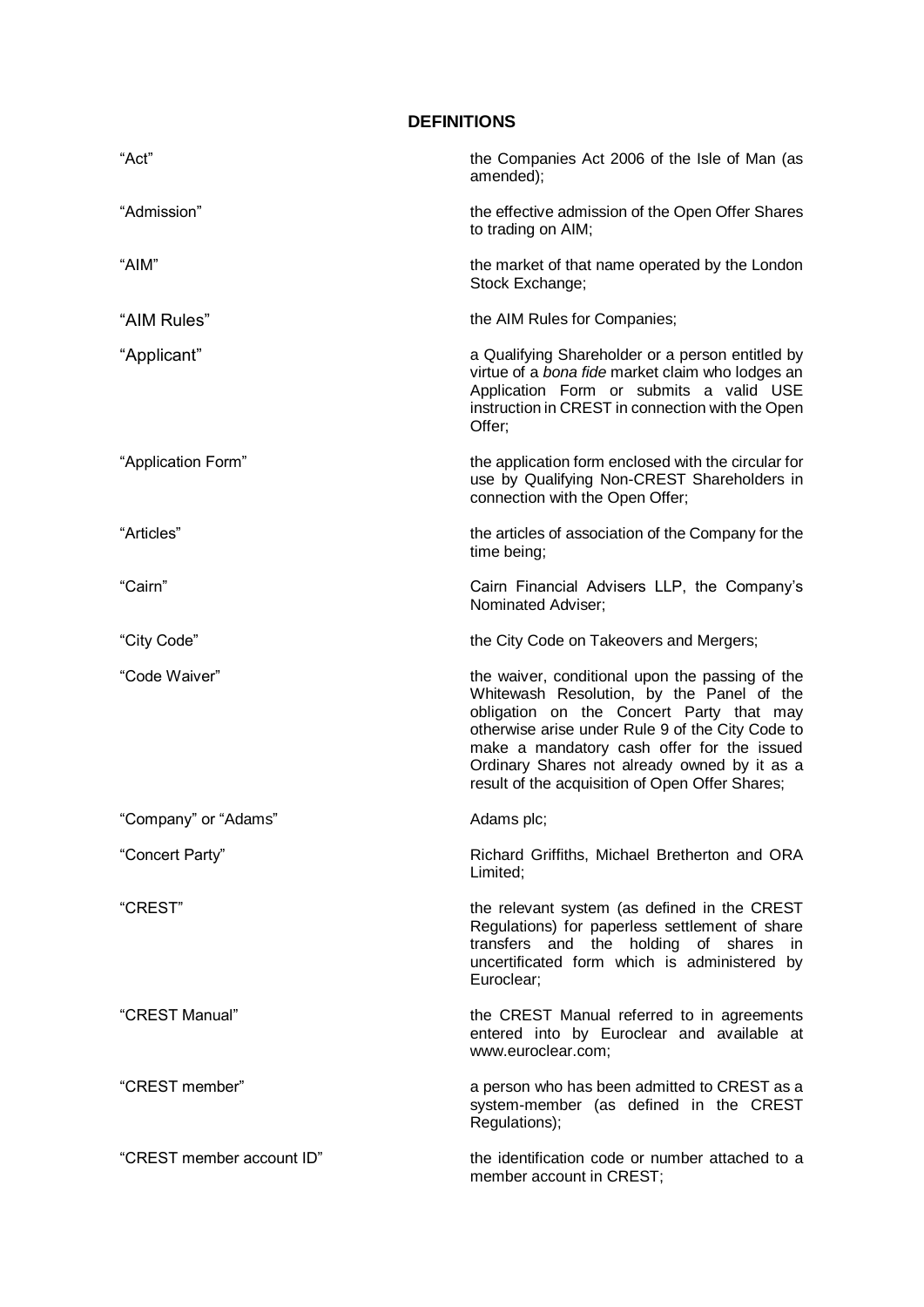# DEFINITIONS

| | |
|---|---|
| "Act" | the Companies Act 2006 of the Isle of Man (as amended); |
| "Admission" | the effective admission of the Open Offer Shares to trading on AIM; |
| "AIM" | the market of that name operated by the London Stock Exchange; |
| "AIM Rules" | the AIM Rules for Companies; |
| "Applicant" | a Qualifying Shareholder or a person entitled by virtue of a *bona fide* market claim who lodges an Application Form or submits a valid USE instruction in CREST in connection with the Open Offer; |
| "Application Form" | the application form enclosed with the circular for use by Qualifying Non-CREST Shareholders in connection with the Open Offer; |
| "Articles" | the articles of association of the Company for the time being; |
| "Cairn" | Cairn Financial Advisers LLP, the Company's Nominated Adviser; |
| "City Code" | the City Code on Takeovers and Mergers; |
| "Code Waiver" | the waiver, conditional upon the passing of the Whitewash Resolution, by the Panel of the obligation on the Concert Party that may otherwise arise under Rule 9 of the City Code to make a mandatory cash offer for the issued Ordinary Shares not already owned by it as a result of the acquisition of Open Offer Shares; |
| "Company" or "Adams" | Adams plc; |
| "Concert Party" | Richard Griffiths, Michael Bretherton and ORA Limited; |
| "CREST" | the relevant system (as defined in the CREST Regulations) for paperless settlement of share transfers and the holding of shares in uncertificated form which is administered by Euroclear; |
| "CREST Manual" | the CREST Manual referred to in agreements entered into by Euroclear and available at www.euroclear.com; |
| "CREST member" | a person who has been admitted to CREST as a system-member (as defined in the CREST Regulations); |
| "CREST member account ID" | the identification code or number attached to a member account in CREST; |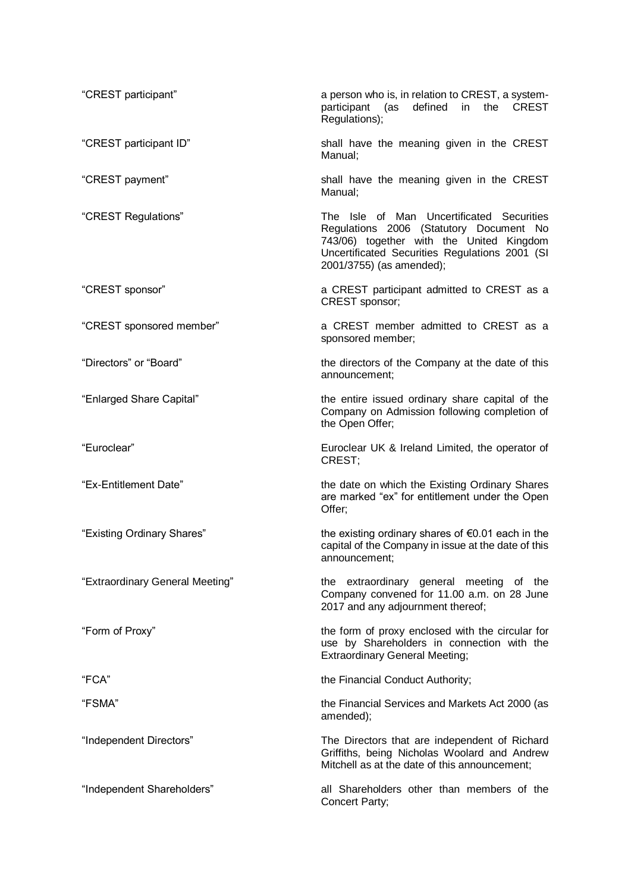| | |
|---|---|
| "CREST participant" | a person who is, in relation to CREST, a system-participant (as defined in the CREST Regulations); |
| "CREST participant ID" | shall have the meaning given in the CREST Manual; |
| "CREST payment" | shall have the meaning given in the CREST Manual; |
| "CREST Regulations" | The Isle of Man Uncertificated Securities Regulations 2006 (Statutory Document No 743/06) together with the United Kingdom Uncertificated Securities Regulations 2001 (SI 2001/3755) (as amended); |
| "CREST sponsor" | a CREST participant admitted to CREST as a CREST sponsor; |
| "CREST sponsored member" | a CREST member admitted to CREST as a sponsored member; |
| "Directors" or "Board" | the directors of the Company at the date of this announcement; |
| "Enlarged Share Capital" | the entire issued ordinary share capital of the Company on Admission following completion of the Open Offer; |
| "Euroclear" | Euroclear UK & Ireland Limited, the operator of CREST; |
| "Ex-Entitlement Date" | the date on which the Existing Ordinary Shares are marked "ex" for entitlement under the Open Offer; |
| "Existing Ordinary Shares" | the existing ordinary shares of €0.01 each in the capital of the Company in issue at the date of this announcement; |
| "Extraordinary General Meeting" | the extraordinary general meeting of the Company convened for 11.00 a.m. on 28 June 2017 and any adjournment thereof; |
| "Form of Proxy" | the form of proxy enclosed with the circular for use by Shareholders in connection with the Extraordinary General Meeting; |
| "FCA" | the Financial Conduct Authority; |
| "FSMA" | the Financial Services and Markets Act 2000 (as amended); |
| "Independent Directors" | The Directors that are independent of Richard Griffiths, being Nicholas Woolard and Andrew Mitchell as at the date of this announcement; |
| "Independent Shareholders" | all Shareholders other than members of the Concert Party; |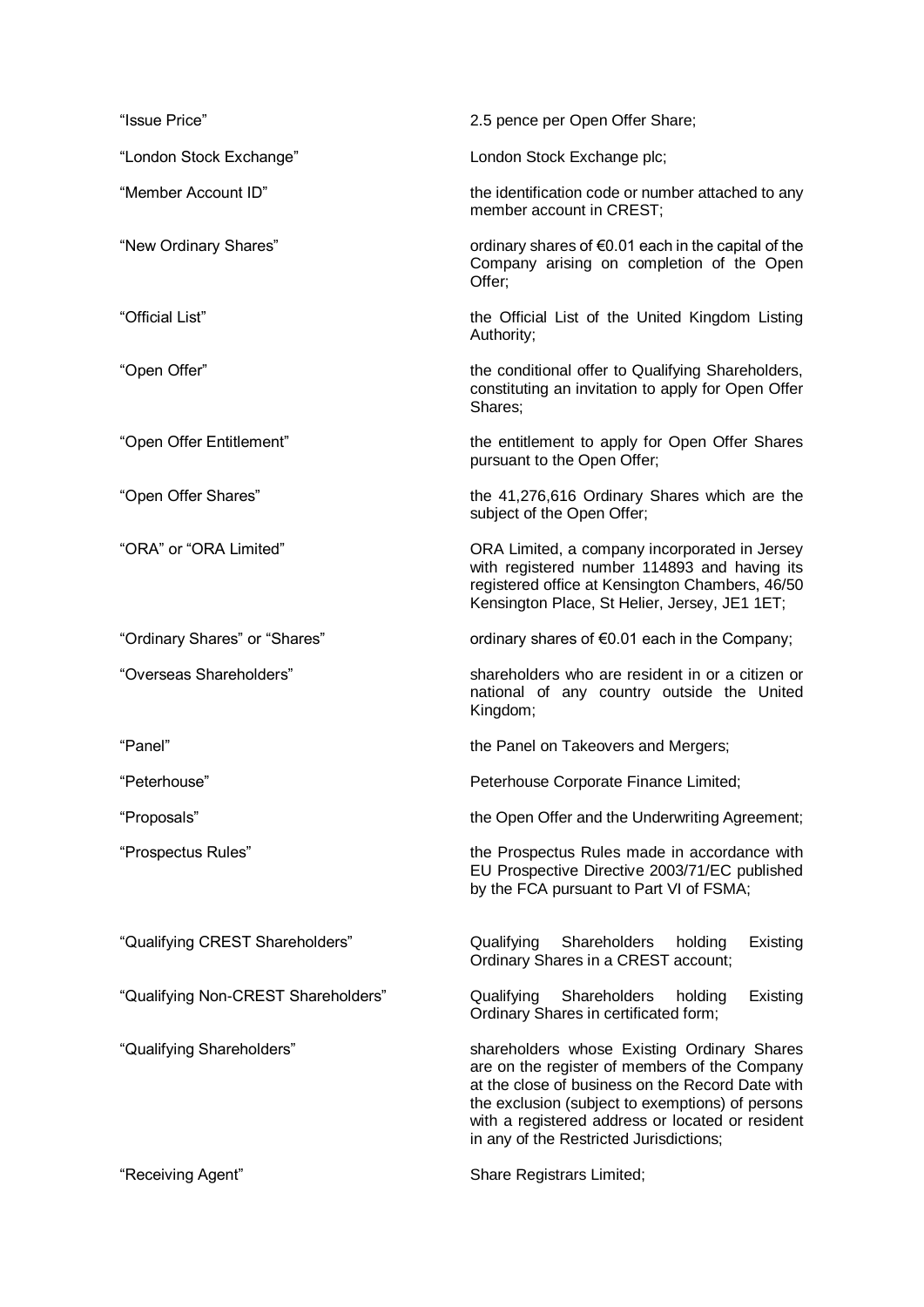| | |
|---|---|
| "Issue Price" | 2.5 pence per Open Offer Share; |
| "London Stock Exchange" | London Stock Exchange plc; |
| "Member Account ID" | the identification code or number attached to any member account in CREST; |
| "New Ordinary Shares" | ordinary shares of €0.01 each in the capital of the Company arising on completion of the Open Offer; |
| "Official List" | the Official List of the United Kingdom Listing Authority; |
| "Open Offer" | the conditional offer to Qualifying Shareholders, constituting an invitation to apply for Open Offer Shares; |
| "Open Offer Entitlement" | the entitlement to apply for Open Offer Shares pursuant to the Open Offer; |
| "Open Offer Shares" | the 41,276,616 Ordinary Shares which are the subject of the Open Offer; |
| "ORA" or "ORA Limited" | ORA Limited, a company incorporated in Jersey with registered number 114893 and having its registered office at Kensington Chambers, 46/50 Kensington Place, St Helier, Jersey, JE1 1ET; |
| "Ordinary Shares" or "Shares" | ordinary shares of €0.01 each in the Company; |
| "Overseas Shareholders" | shareholders who are resident in or a citizen or national of any country outside the United Kingdom; |
| "Panel" | the Panel on Takeovers and Mergers; |
| "Peterhouse" | Peterhouse Corporate Finance Limited; |
| "Proposals" | the Open Offer and the Underwriting Agreement; |
| "Prospectus Rules" | the Prospectus Rules made in accordance with EU Prospective Directive 2003/71/EC published by the FCA pursuant to Part VI of FSMA; |
| "Qualifying CREST Shareholders" | Qualifying Shareholders holding Existing Ordinary Shares in a CREST account; |
| "Qualifying Non-CREST Shareholders" | Qualifying Shareholders holding Existing Ordinary Shares in certificated form; |
| "Qualifying Shareholders" | shareholders whose Existing Ordinary Shares are on the register of members of the Company at the close of business on the Record Date with the exclusion (subject to exemptions) of persons with a registered address or located or resident in any of the Restricted Jurisdictions; |
| "Receiving Agent" | Share Registrars Limited; |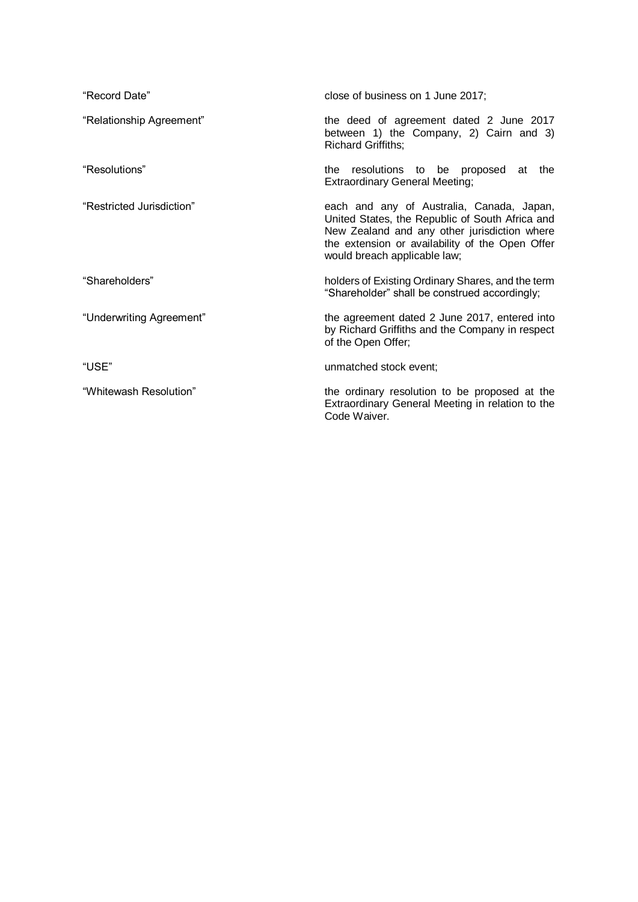| | |
|---|---|
| "Record Date" | close of business on 1 June 2017; |
| "Relationship Agreement" | the deed of agreement dated 2 June 2017 between 1) the Company, 2) Cairn and 3) Richard Griffiths; |
| "Resolutions" | the resolutions to be proposed at the Extraordinary General Meeting; |
| "Restricted Jurisdiction" | each and any of Australia, Canada, Japan, United States, the Republic of South Africa and New Zealand and any other jurisdiction where the extension or availability of the Open Offer would breach applicable law; |
| "Shareholders" | holders of Existing Ordinary Shares, and the term "Shareholder" shall be construed accordingly; |
| "Underwriting Agreement" | the agreement dated 2 June 2017, entered into by Richard Griffiths and the Company in respect of the Open Offer; |
| "USE" | unmatched stock event; |
| "Whitewash Resolution" | the ordinary resolution to be proposed at the Extraordinary General Meeting in relation to the Code Waiver. |